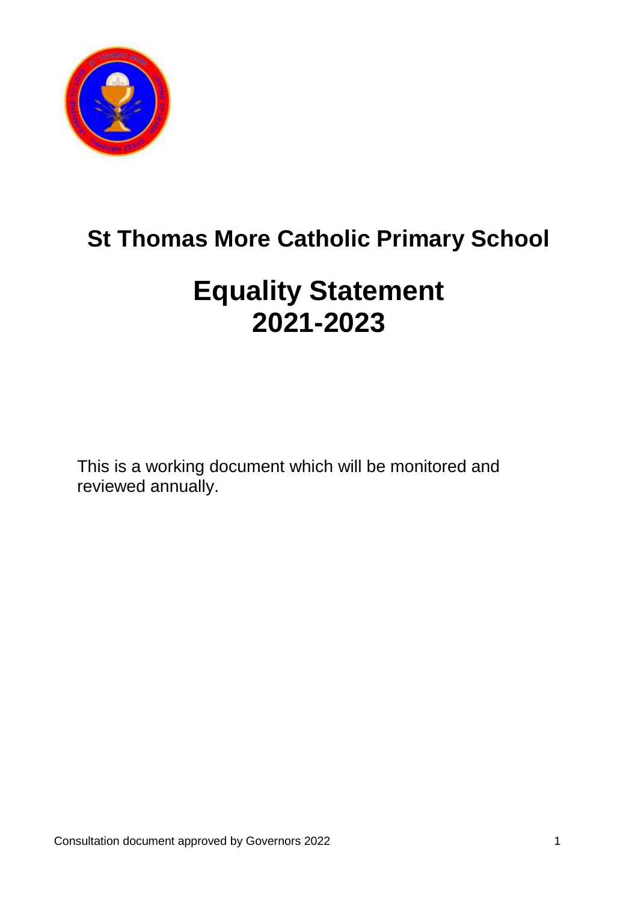# St Thomas More Catholic Primary School

# Equality Statement 2021-2023

This is a working document which will be monitored and reviewed annually.

Consultation document approved by Governors 2022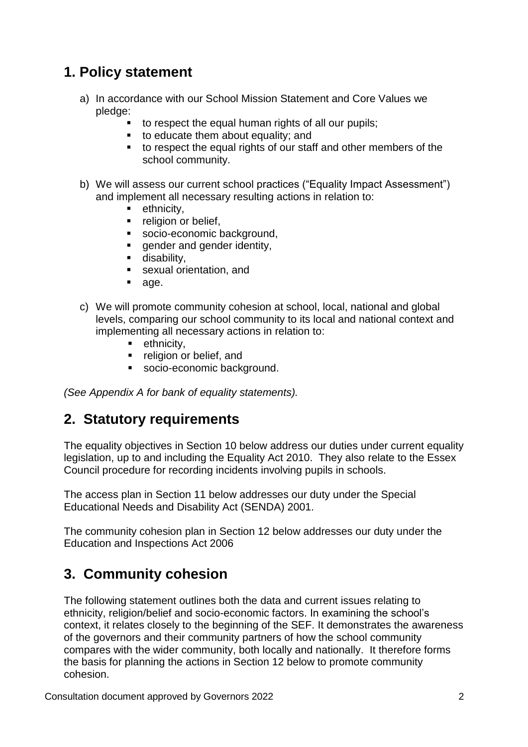## 1. Policy statement

a) In accordance with our School Mission Statement and Core Values we pledge:
   - to respect the equal human rights of all our pupils;
   - to educate them about equality; and
   - to respect the equal rights of our staff and other members of the school community.

b) We will assess our current school practices ("Equality Impact Assessment") and implement all necessary resulting actions in relation to:
   - ethnicity,
   - religion or belief,
   - socio-economic background,
   - gender and gender identity,
   - disability,
   - sexual orientation, and
   - age.

c) We will promote community cohesion at school, local, national and global levels, comparing our school community to its local and national context and implementing all necessary actions in relation to:
   - ethnicity,
   - religion or belief, and
   - socio-economic background.

*(See Appendix A for bank of equality statements).*

## 2. Statutory requirements

The equality objectives in Section 10 below address our duties under current equality legislation, up to and including the Equality Act 2010. They also relate to the Essex Council procedure for recording incidents involving pupils in schools.

The access plan in Section 11 below addresses our duty under the Special Educational Needs and Disability Act (SENDA) 2001.

The community cohesion plan in Section 12 below addresses our duty under the Education and Inspections Act 2006

## 3. Community cohesion

The following statement outlines both the data and current issues relating to ethnicity, religion/belief and socio-economic factors. In examining the school's context, it relates closely to the beginning of the SEF. It demonstrates the awareness of the governors and their community partners of how the school community compares with the wider community, both locally and nationally. It therefore forms the basis for planning the actions in Section 12 below to promote community cohesion.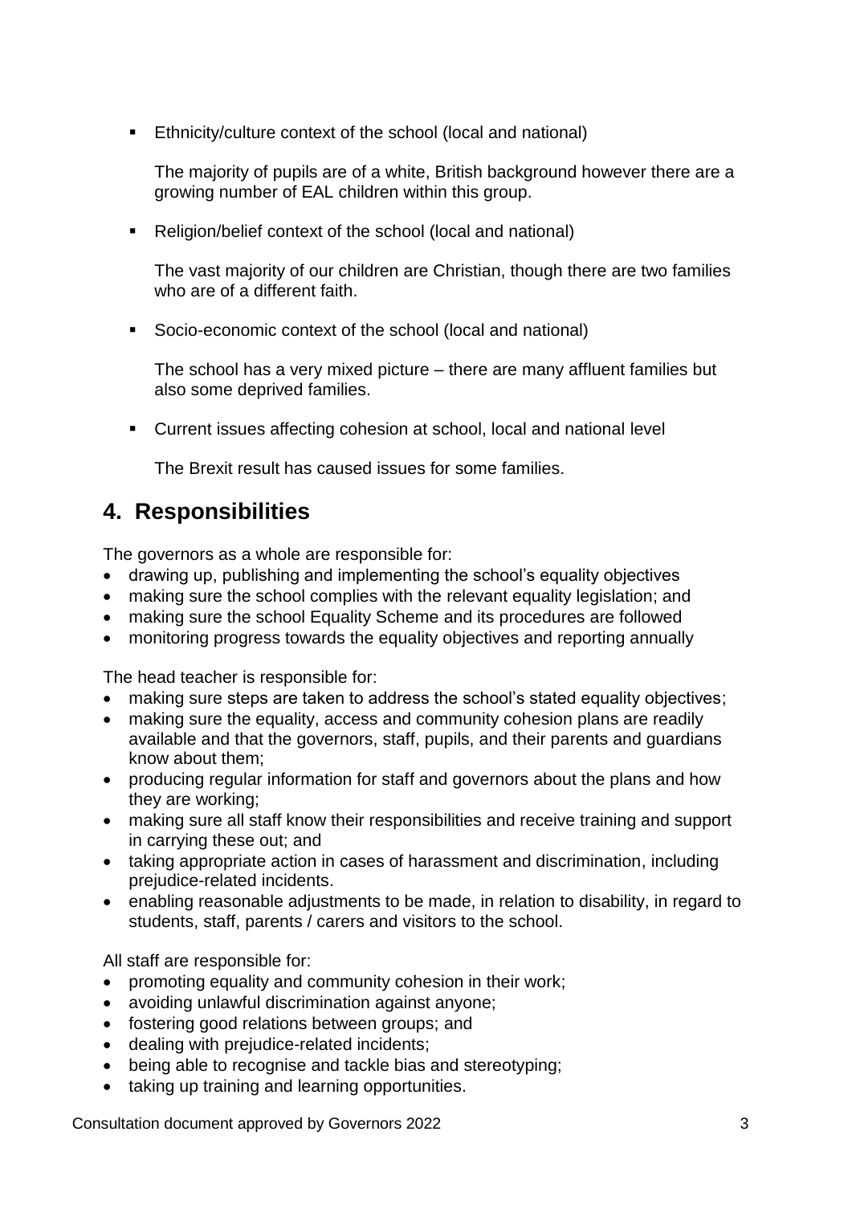- Ethnicity/culture context of the school (local and national)

  The majority of pupils are of a white, British background however there are a growing number of EAL children within this group.

- Religion/belief context of the school (local and national)

  The vast majority of our children are Christian, though there are two families who are of a different faith.

- Socio-economic context of the school (local and national)

  The school has a very mixed picture – there are many affluent families but also some deprived families.

- Current issues affecting cohesion at school, local and national level

  The Brexit result has caused issues for some families.

## 4. Responsibilities

The governors as a whole are responsible for:

- drawing up, publishing and implementing the school's equality objectives
- making sure the school complies with the relevant equality legislation; and
- making sure the school Equality Scheme and its procedures are followed
- monitoring progress towards the equality objectives and reporting annually

The head teacher is responsible for:

- making sure steps are taken to address the school's stated equality objectives;
- making sure the equality, access and community cohesion plans are readily available and that the governors, staff, pupils, and their parents and guardians know about them;
- producing regular information for staff and governors about the plans and how they are working;
- making sure all staff know their responsibilities and receive training and support in carrying these out; and
- taking appropriate action in cases of harassment and discrimination, including prejudice-related incidents.
- enabling reasonable adjustments to be made, in relation to disability, in regard to students, staff, parents / carers and visitors to the school.

All staff are responsible for:

- promoting equality and community cohesion in their work;
- avoiding unlawful discrimination against anyone;
- fostering good relations between groups; and
- dealing with prejudice-related incidents;
- being able to recognise and tackle bias and stereotyping;
- taking up training and learning opportunities.

Consultation document approved by Governors 2022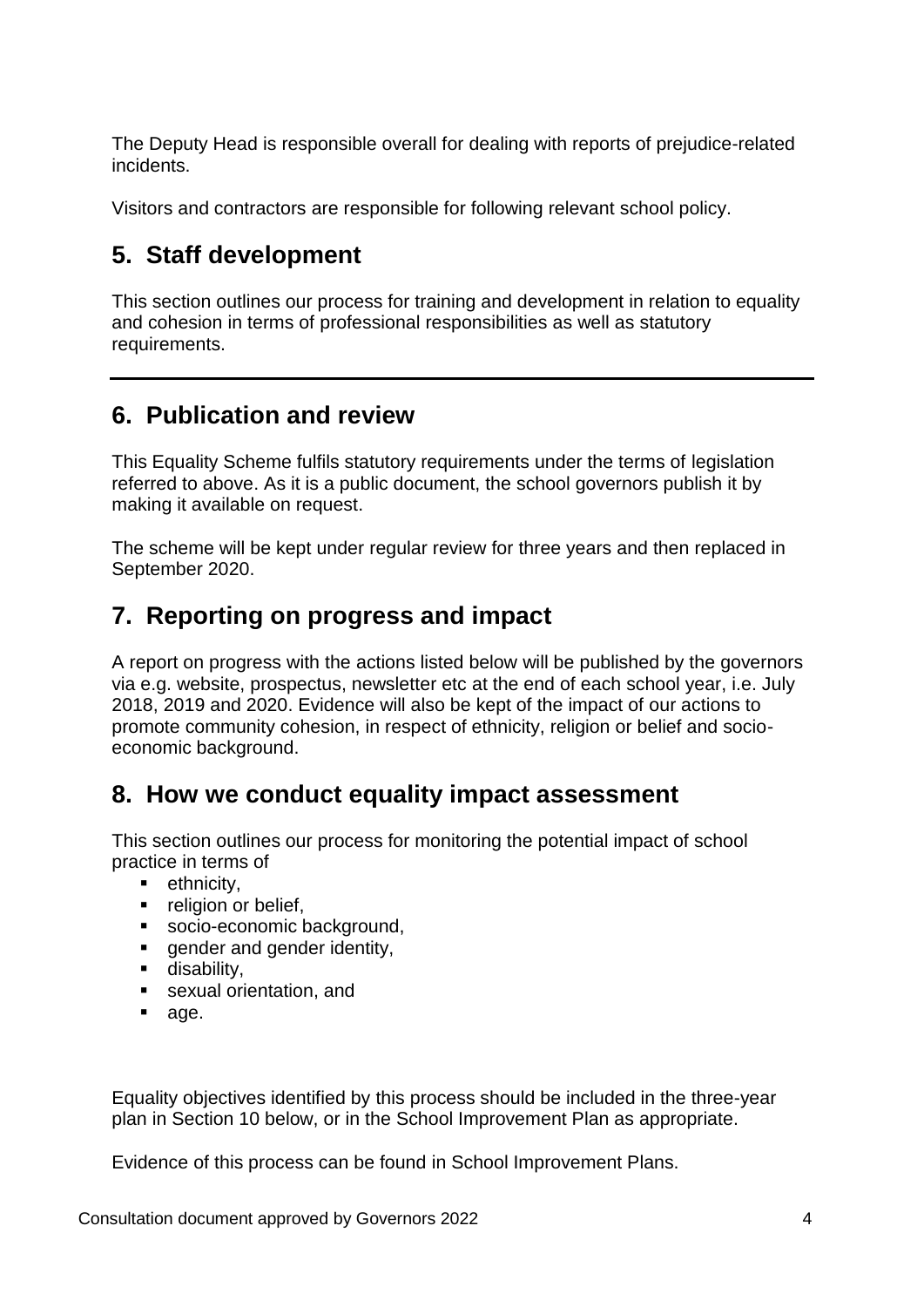The Deputy Head is responsible overall for dealing with reports of prejudice-related incidents.

Visitors and contractors are responsible for following relevant school policy.

## 5. Staff development

This section outlines our process for training and development in relation to equality and cohesion in terms of professional responsibilities as well as statutory requirements.

---

## 6. Publication and review

This Equality Scheme fulfils statutory requirements under the terms of legislation referred to above. As it is a public document, the school governors publish it by making it available on request.

The scheme will be kept under regular review for three years and then replaced in September 2020.

## 7. Reporting on progress and impact

A report on progress with the actions listed below will be published by the governors via e.g. website, prospectus, newsletter etc at the end of each school year, i.e. July 2018, 2019 and 2020. Evidence will also be kept of the impact of our actions to promote community cohesion, in respect of ethnicity, religion or belief and socio-economic background.

## 8. How we conduct equality impact assessment

This section outlines our process for monitoring the potential impact of school practice in terms of

- ethnicity,
- religion or belief,
- socio-economic background,
- gender and gender identity,
- disability,
- sexual orientation, and
- age.

Equality objectives identified by this process should be included in the three-year plan in Section 10 below, or in the School Improvement Plan as appropriate.

Evidence of this process can be found in School Improvement Plans.

Consultation document approved by Governors 2022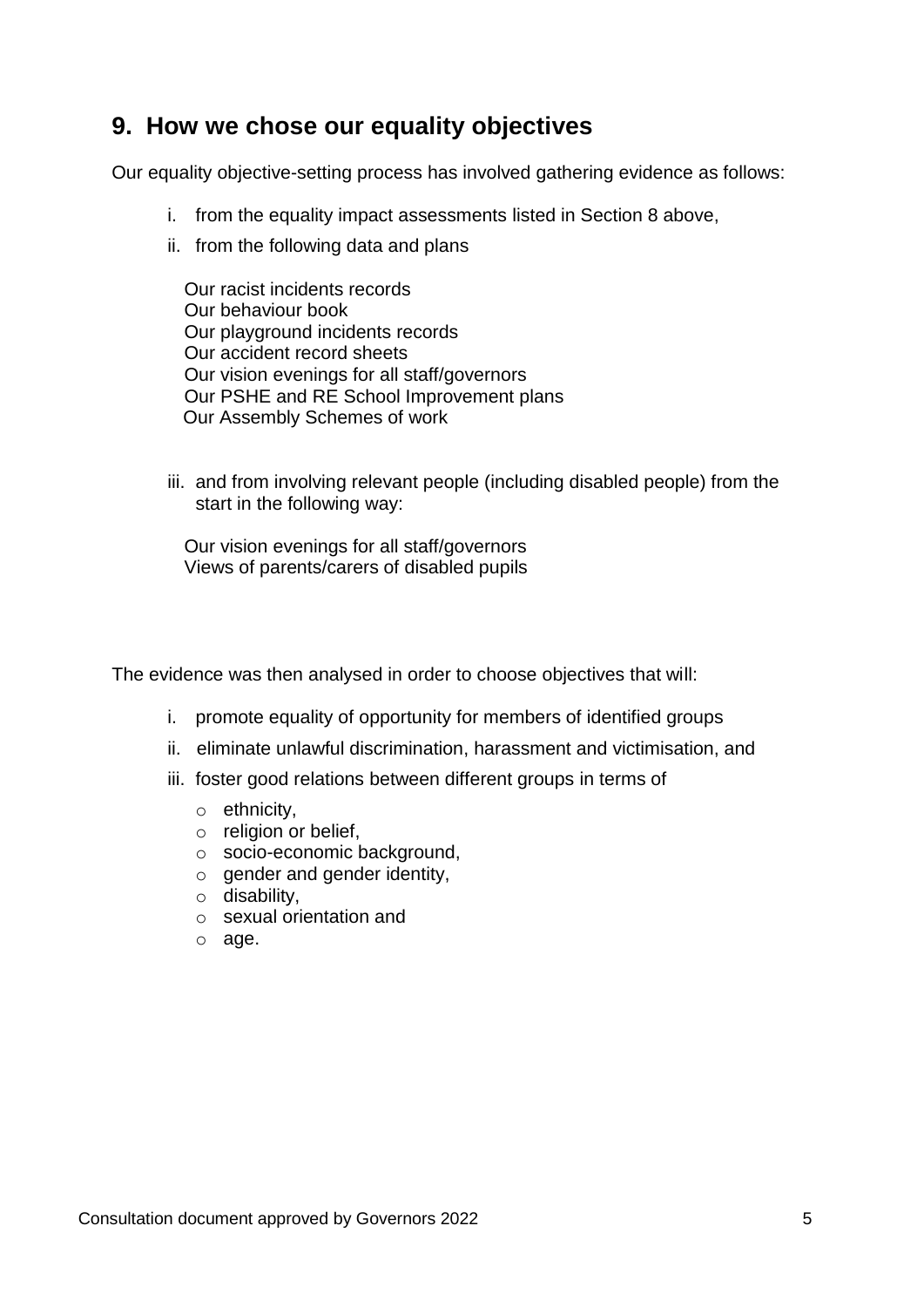## 9. How we chose our equality objectives

Our equality objective-setting process has involved gathering evidence as follows:

i. from the equality impact assessments listed in Section 8 above,

ii. from the following data and plans

   Our racist incidents records
   Our behaviour book
   Our playground incidents records
   Our accident record sheets
   Our vision evenings for all staff/governors
   Our PSHE and RE School Improvement plans
   Our Assembly Schemes of work

iii. and from involving relevant people (including disabled people) from the start in the following way:

   Our vision evenings for all staff/governors
   Views of parents/carers of disabled pupils

The evidence was then analysed in order to choose objectives that will:

i. promote equality of opportunity for members of identified groups

ii. eliminate unlawful discrimination, harassment and victimisation, and

iii. foster good relations between different groups in terms of

   - ethnicity,
   - religion or belief,
   - socio-economic background,
   - gender and gender identity,
   - disability,
   - sexual orientation and
   - age.

Consultation document approved by Governors 2022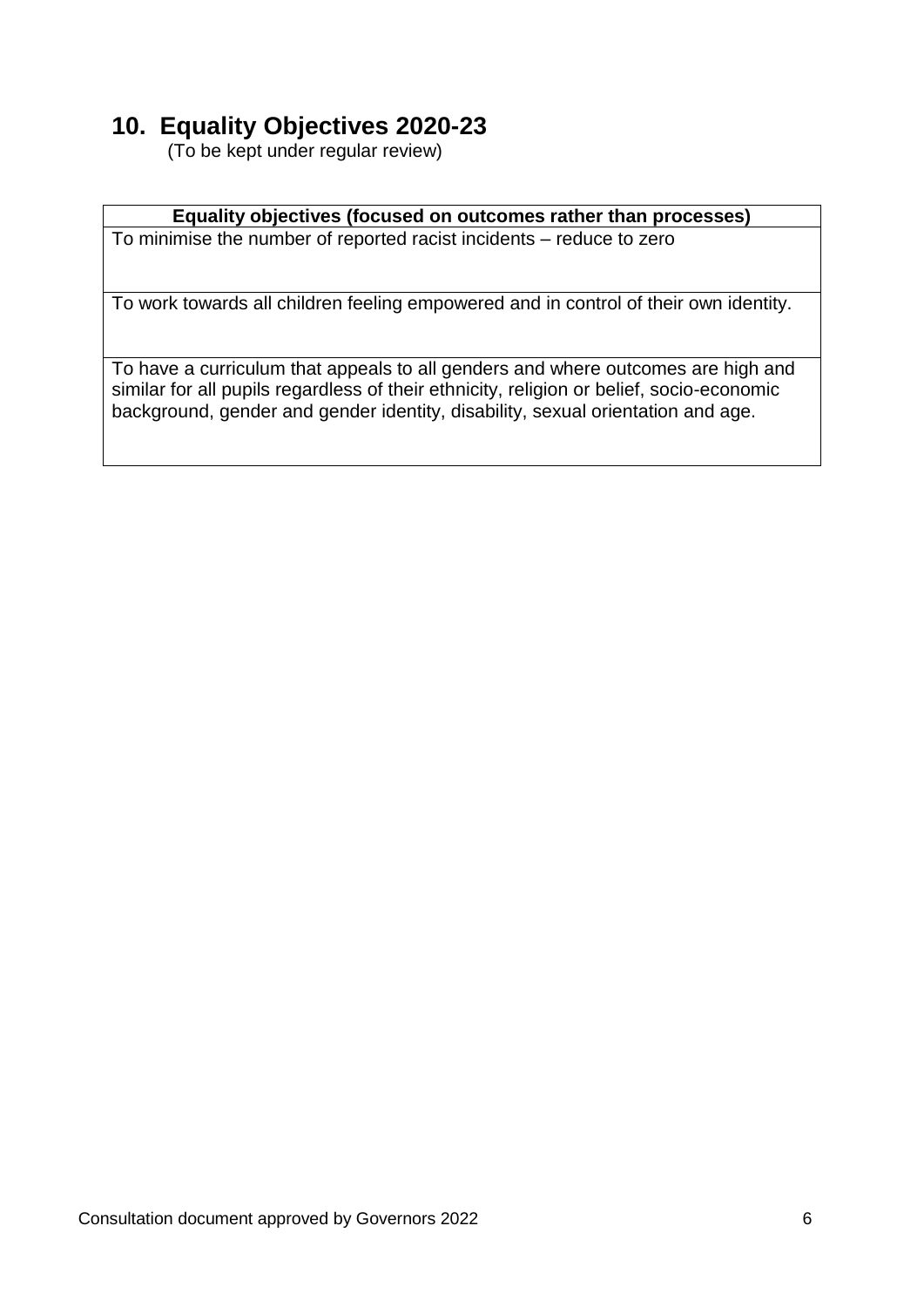## 10. Equality Objectives 2020-23

(To be kept under regular review)

| Equality objectives (focused on outcomes rather than processes) |
|---|
| To minimise the number of reported racist incidents – reduce to zero |
| To work towards all children feeling empowered and in control of their own identity. |
| To have a curriculum that appeals to all genders and where outcomes are high and similar for all pupils regardless of their ethnicity, religion or belief, socio-economic background, gender and gender identity, disability, sexual orientation and age. |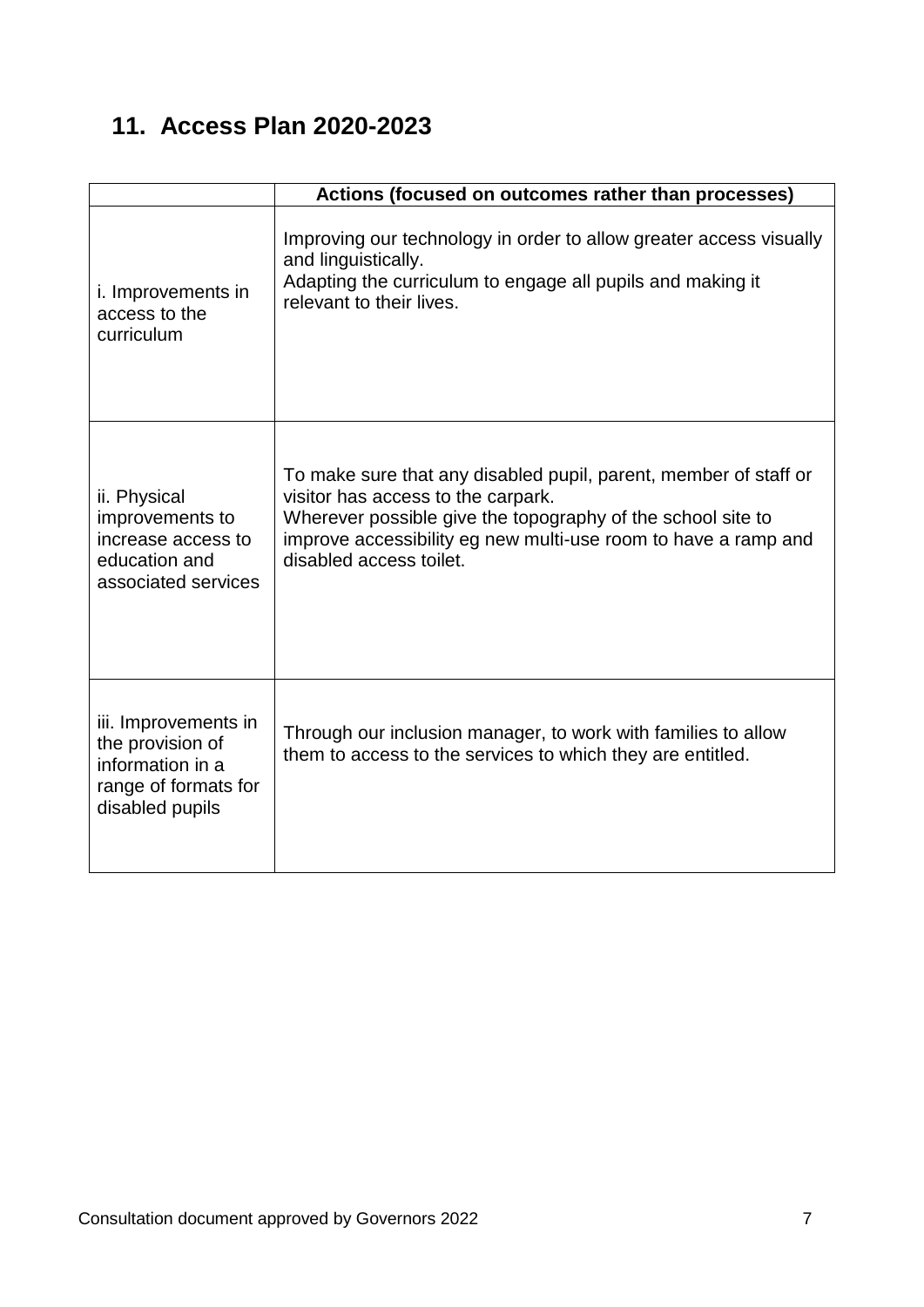## 11. Access Plan 2020-2023

| | Actions (focused on outcomes rather than processes) |
|---|---|
| i. Improvements in access to the curriculum | Improving our technology in order to allow greater access visually and linguistically.<br>Adapting the curriculum to engage all pupils and making it relevant to their lives. |
| ii. Physical improvements to increase access to education and associated services | To make sure that any disabled pupil, parent, member of staff or visitor has access to the carpark.<br>Wherever possible give the topography of the school site to improve accessibility eg new multi-use room to have a ramp and disabled access toilet. |
| iii. Improvements in the provision of information in a range of formats for disabled pupils | Through our inclusion manager, to work with families to allow them to access to the services to which they are entitled. |

Consultation document approved by Governors 2022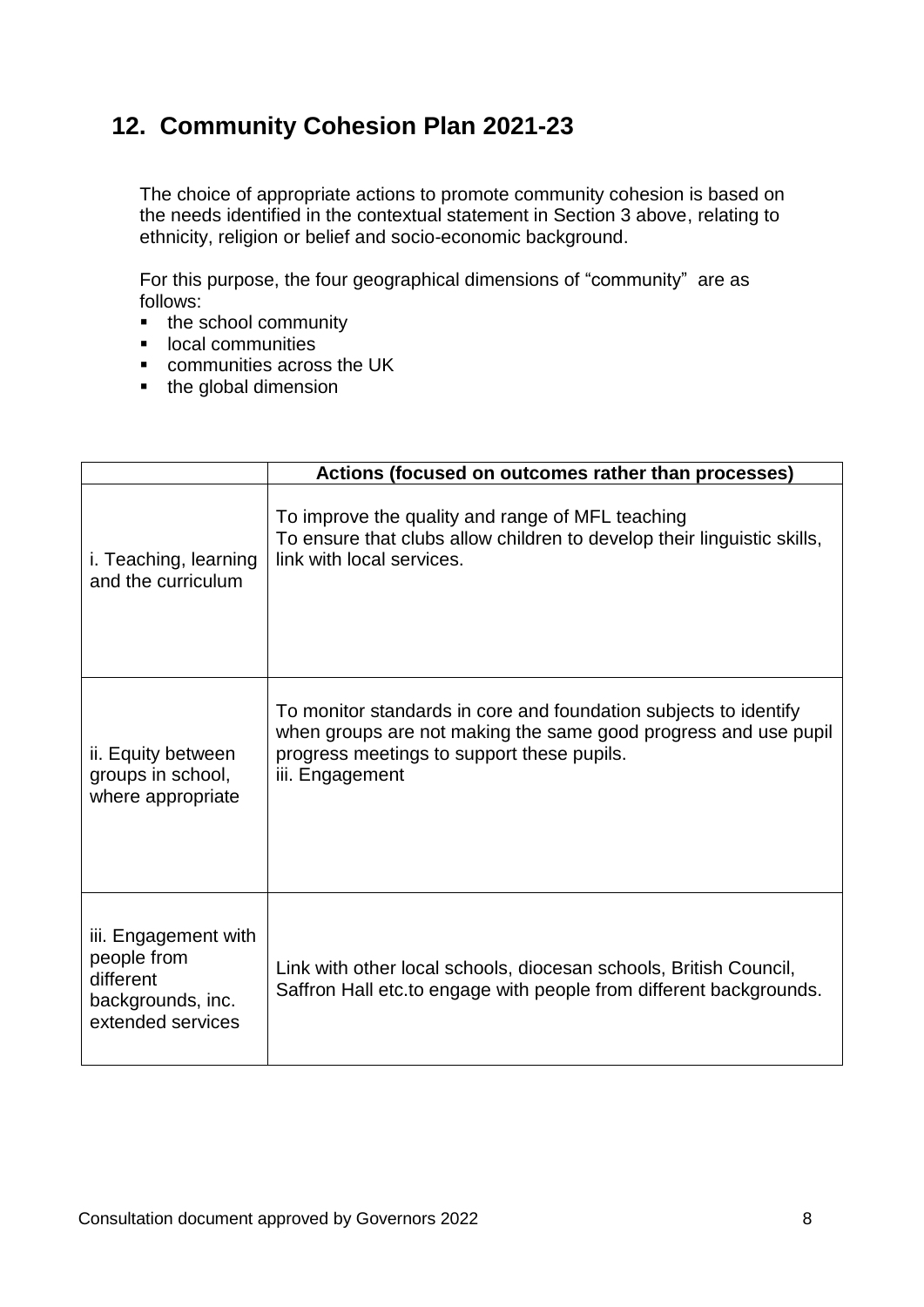## 12. Community Cohesion Plan 2021-23

The choice of appropriate actions to promote community cohesion is based on the needs identified in the contextual statement in Section 3 above, relating to ethnicity, religion or belief and socio-economic background.

For this purpose, the four geographical dimensions of "community" are as follows:

- the school community
- local communities
- communities across the UK
- the global dimension

| | Actions (focused on outcomes rather than processes) |
|---|---|
| i. Teaching, learning and the curriculum | To improve the quality and range of MFL teaching<br>To ensure that clubs allow children to develop their linguistic skills, link with local services. |
| ii. Equity between groups in school, where appropriate | To monitor standards in core and foundation subjects to identify when groups are not making the same good progress and use pupil progress meetings to support these pupils.<br>iii. Engagement |
| iii. Engagement with people from different backgrounds, inc. extended services | Link with other local schools, diocesan schools, British Council, Saffron Hall etc.to engage with people from different backgrounds. |

Consultation document approved by Governors 2022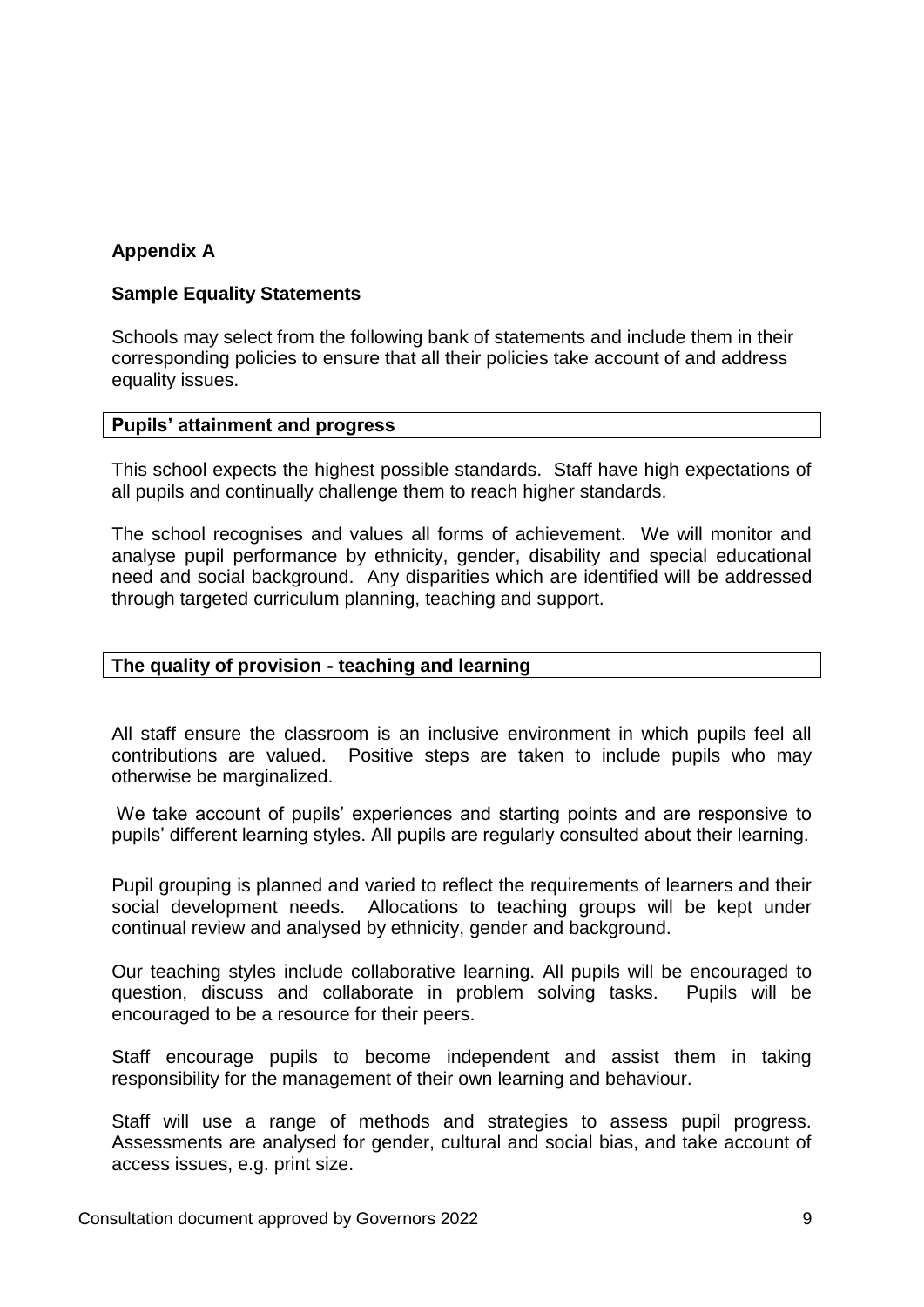## Appendix A

### Sample Equality Statements

Schools may select from the following bank of statements and include them in their corresponding policies to ensure that all their policies take account of and address equality issues.

| Pupils' attainment and progress |
| --- |

This school expects the highest possible standards. Staff have high expectations of all pupils and continually challenge them to reach higher standards.

The school recognises and values all forms of achievement. We will monitor and analyse pupil performance by ethnicity, gender, disability and special educational need and social background. Any disparities which are identified will be addressed through targeted curriculum planning, teaching and support.

| The quality of provision - teaching and learning |
| --- |

All staff ensure the classroom is an inclusive environment in which pupils feel all contributions are valued. Positive steps are taken to include pupils who may otherwise be marginalized.

We take account of pupils' experiences and starting points and are responsive to pupils' different learning styles. All pupils are regularly consulted about their learning.

Pupil grouping is planned and varied to reflect the requirements of learners and their social development needs. Allocations to teaching groups will be kept under continual review and analysed by ethnicity, gender and background.

Our teaching styles include collaborative learning. All pupils will be encouraged to question, discuss and collaborate in problem solving tasks. Pupils will be encouraged to be a resource for their peers.

Staff encourage pupils to become independent and assist them in taking responsibility for the management of their own learning and behaviour.

Staff will use a range of methods and strategies to assess pupil progress. Assessments are analysed for gender, cultural and social bias, and take account of access issues, e.g. print size.

Consultation document approved by Governors 2022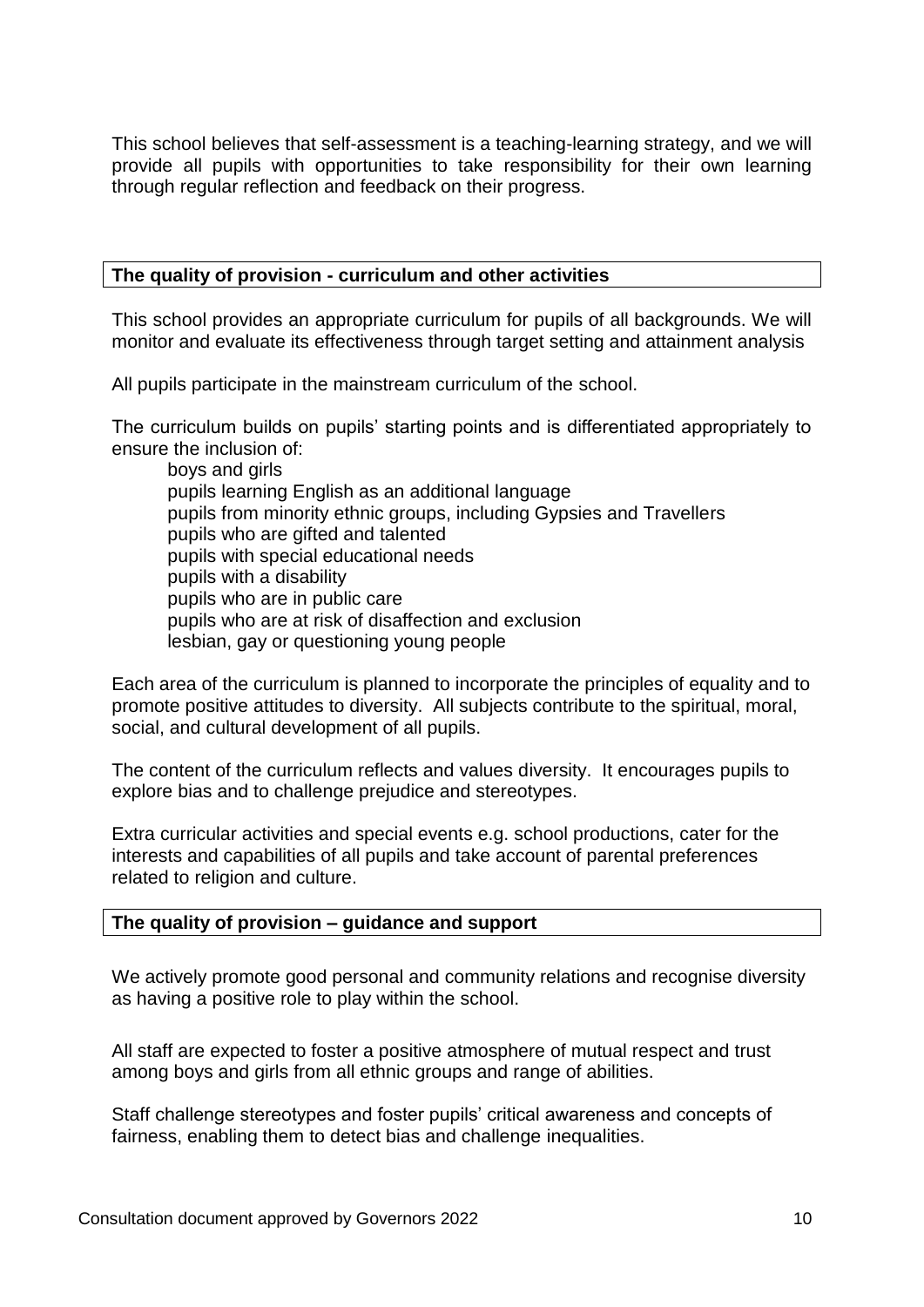This school believes that self-assessment is a teaching-learning strategy, and we will provide all pupils with opportunities to take responsibility for their own learning through regular reflection and feedback on their progress.

**The quality of provision - curriculum and other activities**

This school provides an appropriate curriculum for pupils of all backgrounds. We will monitor and evaluate its effectiveness through target setting and attainment analysis

All pupils participate in the mainstream curriculum of the school.

The curriculum builds on pupils' starting points and is differentiated appropriately to ensure the inclusion of:

- boys and girls
- pupils learning English as an additional language
- pupils from minority ethnic groups, including Gypsies and Travellers
- pupils who are gifted and talented
- pupils with special educational needs
- pupils with a disability
- pupils who are in public care
- pupils who are at risk of disaffection and exclusion
- lesbian, gay or questioning young people

Each area of the curriculum is planned to incorporate the principles of equality and to promote positive attitudes to diversity. All subjects contribute to the spiritual, moral, social, and cultural development of all pupils.

The content of the curriculum reflects and values diversity. It encourages pupils to explore bias and to challenge prejudice and stereotypes.

Extra curricular activities and special events e.g. school productions, cater for the interests and capabilities of all pupils and take account of parental preferences related to religion and culture.

**The quality of provision – guidance and support**

We actively promote good personal and community relations and recognise diversity as having a positive role to play within the school.

All staff are expected to foster a positive atmosphere of mutual respect and trust among boys and girls from all ethnic groups and range of abilities.

Staff challenge stereotypes and foster pupils' critical awareness and concepts of fairness, enabling them to detect bias and challenge inequalities.

Consultation document approved by Governors 2022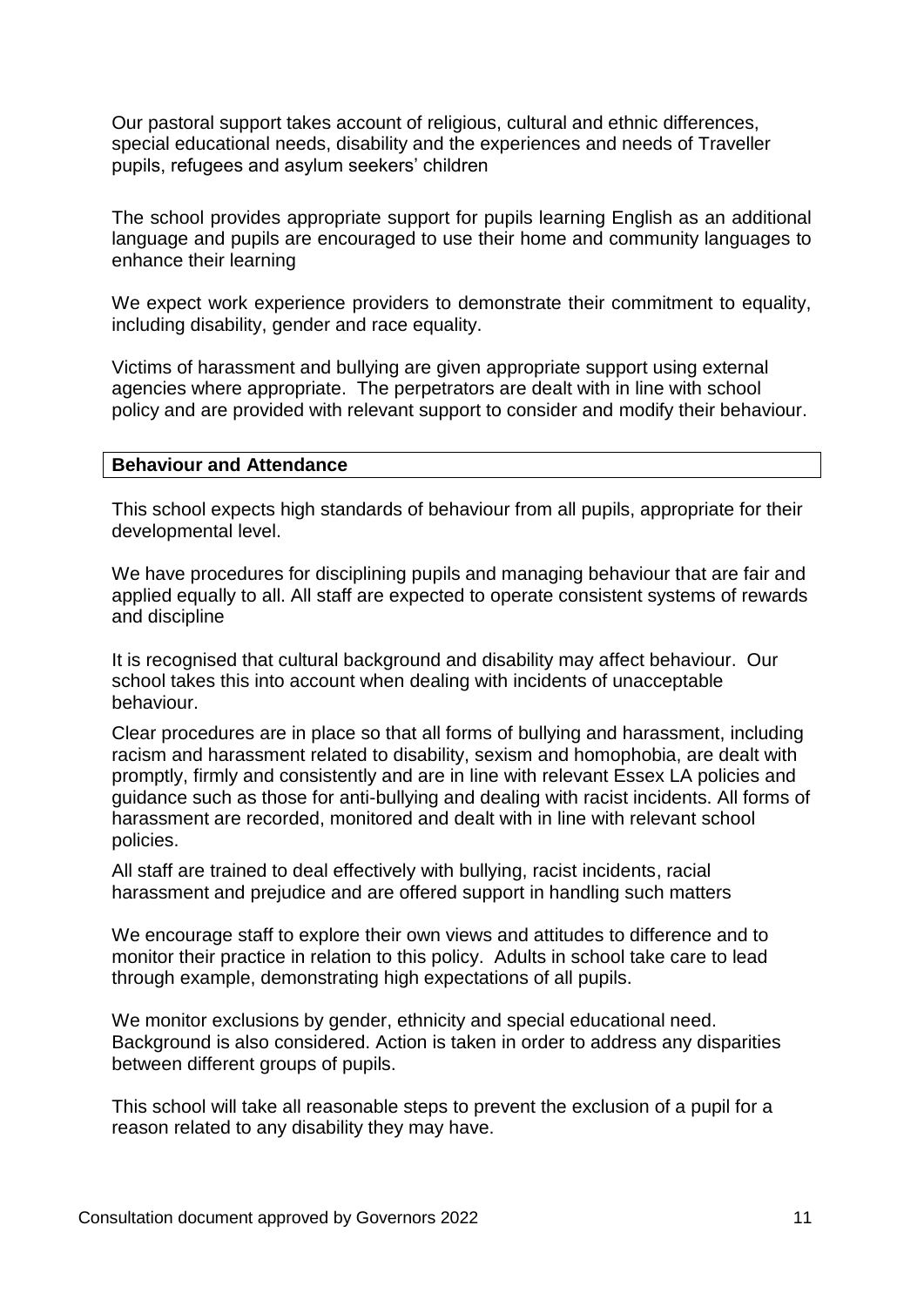Our pastoral support takes account of religious, cultural and ethnic differences, special educational needs, disability and the experiences and needs of Traveller pupils, refugees and asylum seekers' children

The school provides appropriate support for pupils learning English as an additional language and pupils are encouraged to use their home and community languages to enhance their learning

We expect work experience providers to demonstrate their commitment to equality, including disability, gender and race equality.

Victims of harassment and bullying are given appropriate support using external agencies where appropriate. The perpetrators are dealt with in line with school policy and are provided with relevant support to consider and modify their behaviour.

## Behaviour and Attendance

This school expects high standards of behaviour from all pupils, appropriate for their developmental level.

We have procedures for disciplining pupils and managing behaviour that are fair and applied equally to all. All staff are expected to operate consistent systems of rewards and discipline

It is recognised that cultural background and disability may affect behaviour. Our school takes this into account when dealing with incidents of unacceptable behaviour.

Clear procedures are in place so that all forms of bullying and harassment, including racism and harassment related to disability, sexism and homophobia, are dealt with promptly, firmly and consistently and are in line with relevant Essex LA policies and guidance such as those for anti-bullying and dealing with racist incidents. All forms of harassment are recorded, monitored and dealt with in line with relevant school policies.

All staff are trained to deal effectively with bullying, racist incidents, racial harassment and prejudice and are offered support in handling such matters

We encourage staff to explore their own views and attitudes to difference and to monitor their practice in relation to this policy. Adults in school take care to lead through example, demonstrating high expectations of all pupils.

We monitor exclusions by gender, ethnicity and special educational need. Background is also considered. Action is taken in order to address any disparities between different groups of pupils.

This school will take all reasonable steps to prevent the exclusion of a pupil for a reason related to any disability they may have.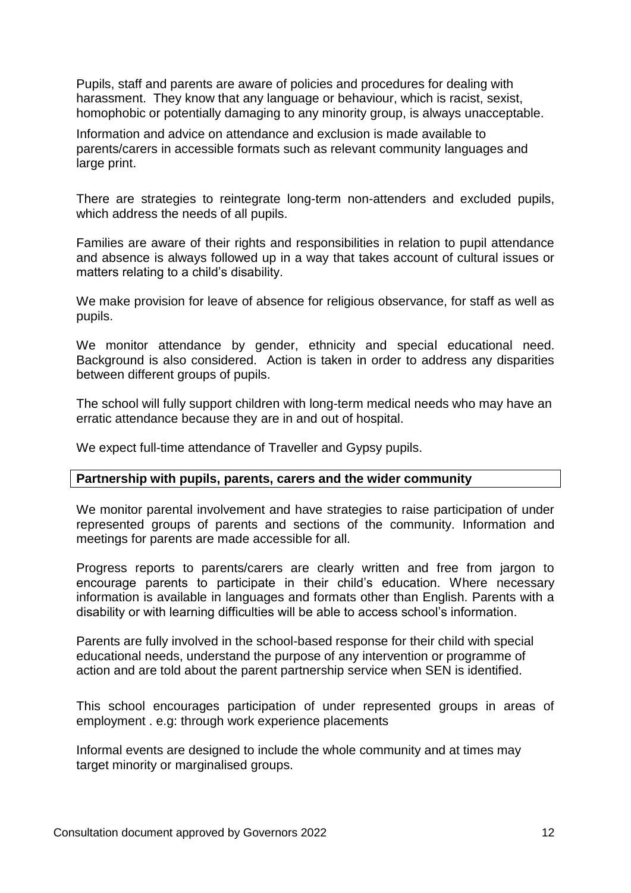Pupils, staff and parents are aware of policies and procedures for dealing with harassment. They know that any language or behaviour, which is racist, sexist, homophobic or potentially damaging to any minority group, is always unacceptable.

Information and advice on attendance and exclusion is made available to parents/carers in accessible formats such as relevant community languages and large print.

There are strategies to reintegrate long-term non-attenders and excluded pupils, which address the needs of all pupils.

Families are aware of their rights and responsibilities in relation to pupil attendance and absence is always followed up in a way that takes account of cultural issues or matters relating to a child's disability.

We make provision for leave of absence for religious observance, for staff as well as pupils.

We monitor attendance by gender, ethnicity and special educational need. Background is also considered. Action is taken in order to address any disparities between different groups of pupils.

The school will fully support children with long-term medical needs who may have an erratic attendance because they are in and out of hospital.

We expect full-time attendance of Traveller and Gypsy pupils.

**Partnership with pupils, parents, carers and the wider community**

We monitor parental involvement and have strategies to raise participation of under represented groups of parents and sections of the community. Information and meetings for parents are made accessible for all.

Progress reports to parents/carers are clearly written and free from jargon to encourage parents to participate in their child's education. Where necessary information is available in languages and formats other than English. Parents with a disability or with learning difficulties will be able to access school's information.

Parents are fully involved in the school-based response for their child with special educational needs, understand the purpose of any intervention or programme of action and are told about the parent partnership service when SEN is identified.

This school encourages participation of under represented groups in areas of employment . e.g: through work experience placements

Informal events are designed to include the whole community and at times may target minority or marginalised groups.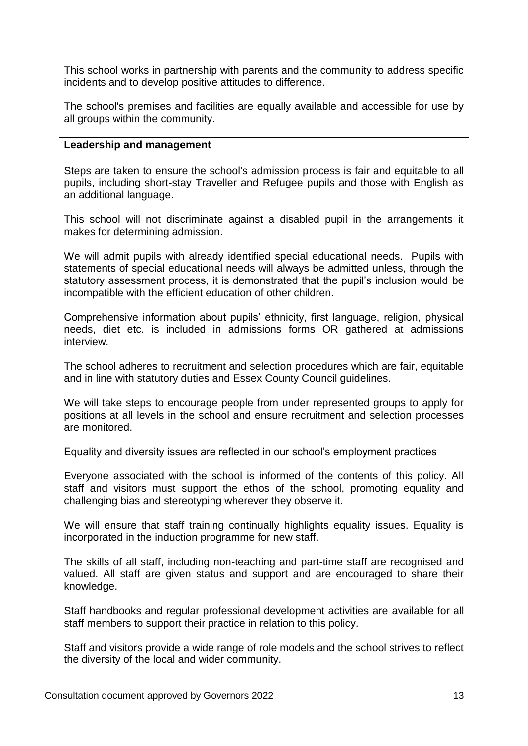This school works in partnership with parents and the community to address specific incidents and to develop positive attitudes to difference.

The school's premises and facilities are equally available and accessible for use by all groups within the community.

**Leadership and management**

Steps are taken to ensure the school's admission process is fair and equitable to all pupils, including short-stay Traveller and Refugee pupils and those with English as an additional language.

This school will not discriminate against a disabled pupil in the arrangements it makes for determining admission.

We will admit pupils with already identified special educational needs. Pupils with statements of special educational needs will always be admitted unless, through the statutory assessment process, it is demonstrated that the pupil's inclusion would be incompatible with the efficient education of other children.

Comprehensive information about pupils' ethnicity, first language, religion, physical needs, diet etc. is included in admissions forms OR gathered at admissions interview.

The school adheres to recruitment and selection procedures which are fair, equitable and in line with statutory duties and Essex County Council guidelines.

We will take steps to encourage people from under represented groups to apply for positions at all levels in the school and ensure recruitment and selection processes are monitored.

Equality and diversity issues are reflected in our school's employment practices

Everyone associated with the school is informed of the contents of this policy. All staff and visitors must support the ethos of the school, promoting equality and challenging bias and stereotyping wherever they observe it.

We will ensure that staff training continually highlights equality issues. Equality is incorporated in the induction programme for new staff.

The skills of all staff, including non-teaching and part-time staff are recognised and valued. All staff are given status and support and are encouraged to share their knowledge.

Staff handbooks and regular professional development activities are available for all staff members to support their practice in relation to this policy.

Staff and visitors provide a wide range of role models and the school strives to reflect the diversity of the local and wider community.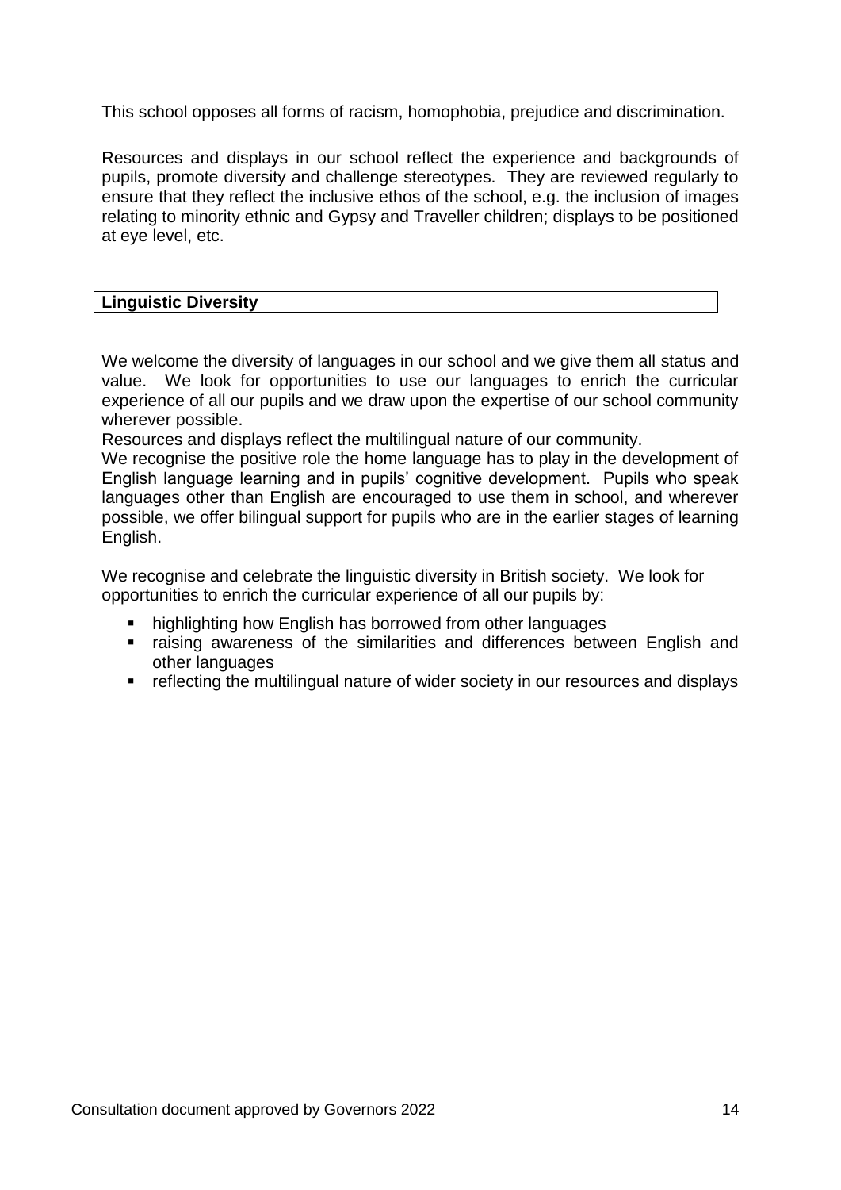This school opposes all forms of racism, homophobia, prejudice and discrimination.

Resources and displays in our school reflect the experience and backgrounds of pupils, promote diversity and challenge stereotypes. They are reviewed regularly to ensure that they reflect the inclusive ethos of the school, e.g. the inclusion of images relating to minority ethnic and Gypsy and Traveller children; displays to be positioned at eye level, etc.

## Linguistic Diversity

We welcome the diversity of languages in our school and we give them all status and value. We look for opportunities to use our languages to enrich the curricular experience of all our pupils and we draw upon the expertise of our school community wherever possible.

Resources and displays reflect the multilingual nature of our community.

We recognise the positive role the home language has to play in the development of English language learning and in pupils' cognitive development. Pupils who speak languages other than English are encouraged to use them in school, and wherever possible, we offer bilingual support for pupils who are in the earlier stages of learning English.

We recognise and celebrate the linguistic diversity in British society. We look for opportunities to enrich the curricular experience of all our pupils by:

- highlighting how English has borrowed from other languages
- raising awareness of the similarities and differences between English and other languages
- reflecting the multilingual nature of wider society in our resources and displays

Consultation document approved by Governors 2022